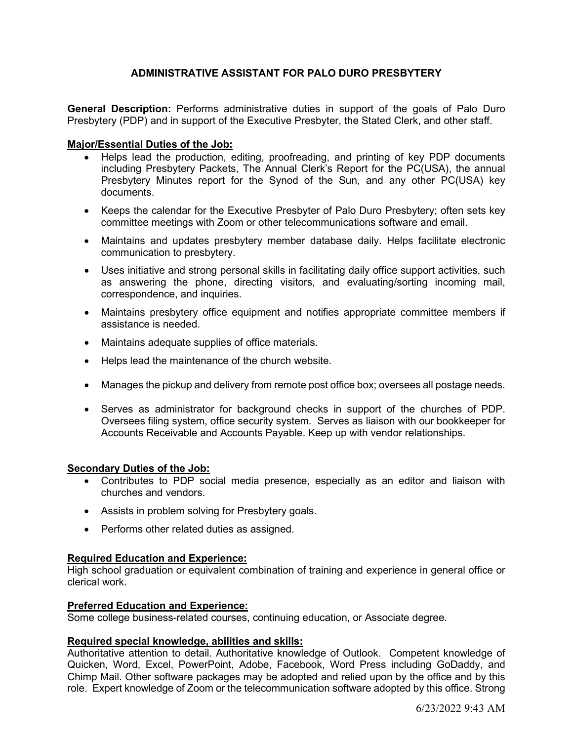# ADMINISTRATIVE ASSISTANT FOR PALO DURO PRESBYTERY

**General Description:** Performs administrative duties in support of the goals of Palo Duro Presbytery (PDP) and in support of the Executive Presbyter, the Stated Clerk, and other staff.

**Major/Essential Duties of the Job:**

- Helps lead the production, editing, proofreading, and printing of key PDP documents including Presbytery Packets, The Annual Clerk's Report for the PC(USA), the annual Presbytery Minutes report for the Synod of the Sun, and any other PC(USA) key documents.
- Keeps the calendar for the Executive Presbyter of Palo Duro Presbytery; often sets key committee meetings with Zoom or other telecommunications software and email.
- Maintains and updates presbytery member database daily. Helps facilitate electronic communication to presbytery.
- Uses initiative and strong personal skills in facilitating daily office support activities, such as answering the phone, directing visitors, and evaluating/sorting incoming mail, correspondence, and inquiries.
- Maintains presbytery office equipment and notifies appropriate committee members if assistance is needed.
- Maintains adequate supplies of office materials.
- Helps lead the maintenance of the church website.
- Manages the pickup and delivery from remote post office box; oversees all postage needs.
- Serves as administrator for background checks in support of the churches of PDP. Oversees filing system, office security system. Serves as liaison with our bookkeeper for Accounts Receivable and Accounts Payable. Keep up with vendor relationships.

**Secondary Duties of the Job:**

- Contributes to PDP social media presence, especially as an editor and liaison with churches and vendors.
- Assists in problem solving for Presbytery goals.
- Performs other related duties as assigned.

**Required Education and Experience:**
High school graduation or equivalent combination of training and experience in general office or clerical work.

**Preferred Education and Experience:**
Some college business-related courses, continuing education, or Associate degree.

**Required special knowledge, abilities and skills:**
Authoritative attention to detail. Authoritative knowledge of Outlook. Competent knowledge of Quicken, Word, Excel, PowerPoint, Adobe, Facebook, Word Press including GoDaddy, and Chimp Mail. Other software packages may be adopted and relied upon by the office and by this role. Expert knowledge of Zoom or the telecommunication software adopted by this office. Strong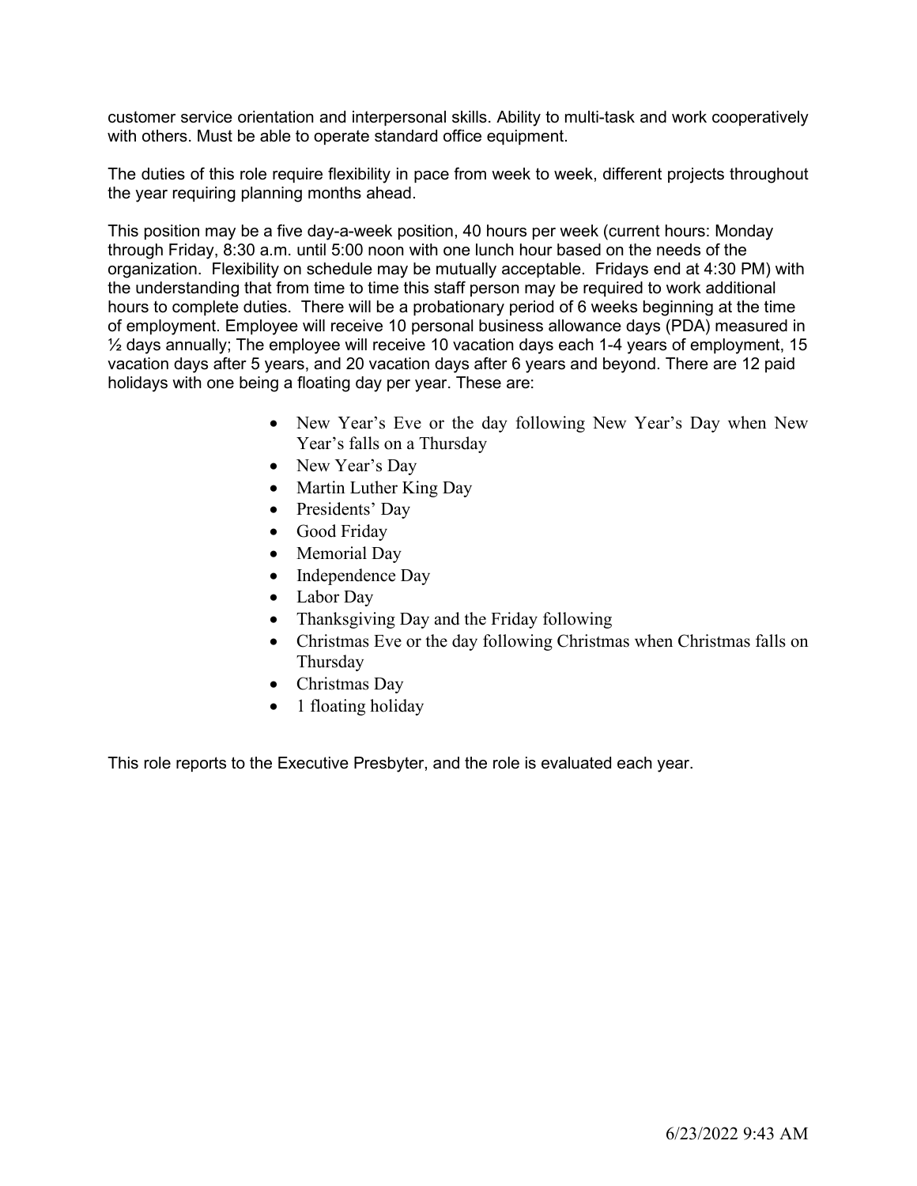customer service orientation and interpersonal skills. Ability to multi-task and work cooperatively with others. Must be able to operate standard office equipment.

The duties of this role require flexibility in pace from week to week, different projects throughout the year requiring planning months ahead.

This position may be a five day-a-week position, 40 hours per week (current hours: Monday through Friday, 8:30 a.m. until 5:00 noon with one lunch hour based on the needs of the organization. Flexibility on schedule may be mutually acceptable. Fridays end at 4:30 PM) with the understanding that from time to time this staff person may be required to work additional hours to complete duties. There will be a probationary period of 6 weeks beginning at the time of employment. Employee will receive 10 personal business allowance days (PDA) measured in ½ days annually; The employee will receive 10 vacation days each 1-4 years of employment, 15 vacation days after 5 years, and 20 vacation days after 6 years and beyond. There are 12 paid holidays with one being a floating day per year. These are:

- New Year's Eve or the day following New Year's Day when New Year's falls on a Thursday
- New Year's Day
- Martin Luther King Day
- Presidents' Day
- Good Friday
- Memorial Day
- Independence Day
- Labor Day
- Thanksgiving Day and the Friday following
- Christmas Eve or the day following Christmas when Christmas falls on Thursday
- Christmas Day
- 1 floating holiday

This role reports to the Executive Presbyter, and the role is evaluated each year.

6/23/2022 9:43 AM